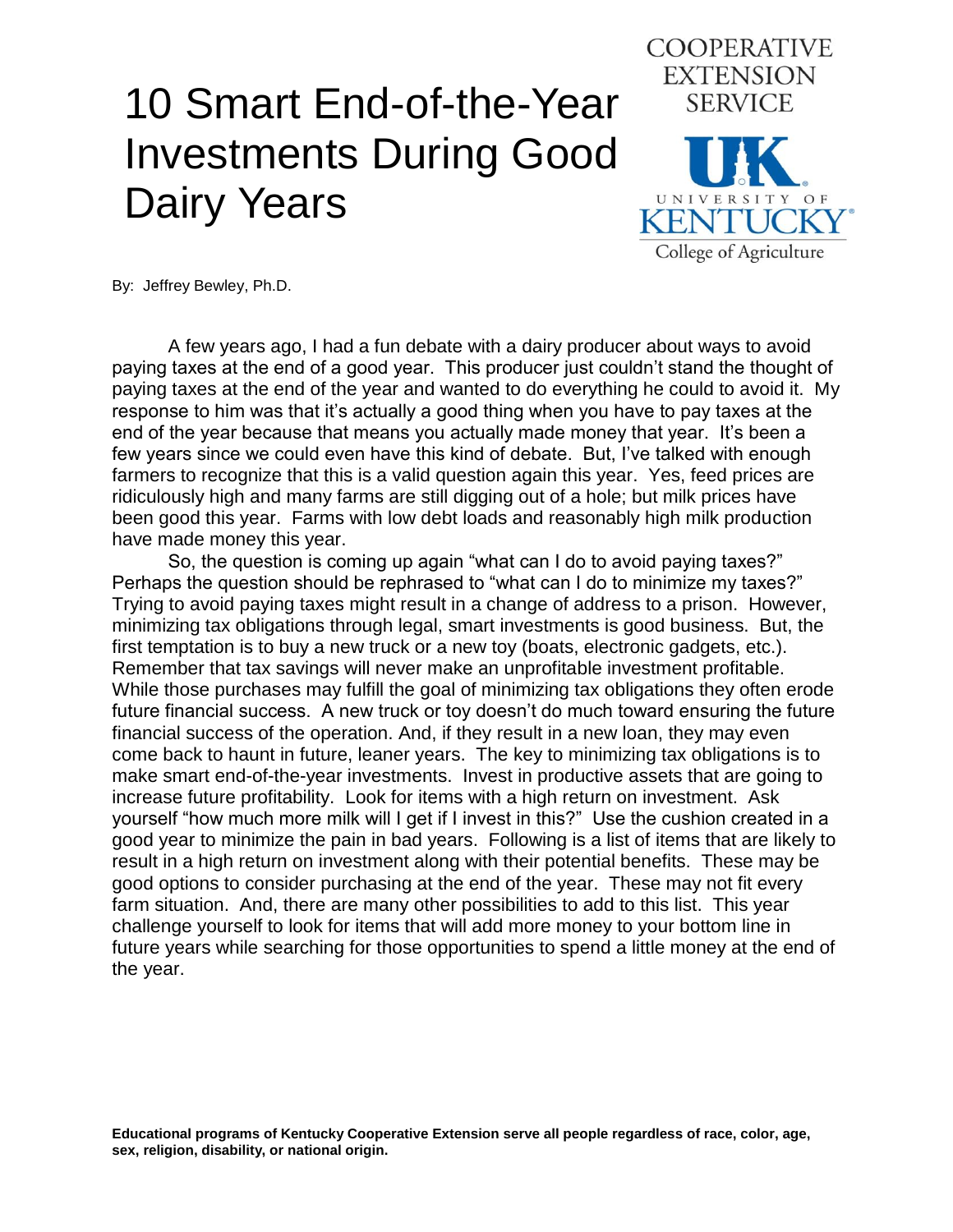# 10 Smart End-of-the-Year Investments During Good Dairy Years

COOPERATIVE EXTENSION SERVICE

UNIVERSITY OF KENTUCKY
College of Agriculture

By: Jeffrey Bewley, Ph.D.

A few years ago, I had a fun debate with a dairy producer about ways to avoid paying taxes at the end of a good year. This producer just couldn't stand the thought of paying taxes at the end of the year and wanted to do everything he could to avoid it. My response to him was that it's actually a good thing when you have to pay taxes at the end of the year because that means you actually made money that year. It's been a few years since we could even have this kind of debate. But, I've talked with enough farmers to recognize that this is a valid question again this year. Yes, feed prices are ridiculously high and many farms are still digging out of a hole; but milk prices have been good this year. Farms with low debt loads and reasonably high milk production have made money this year.

So, the question is coming up again "what can I do to avoid paying taxes?" Perhaps the question should be rephrased to "what can I do to minimize my taxes?" Trying to avoid paying taxes might result in a change of address to a prison. However, minimizing tax obligations through legal, smart investments is good business. But, the first temptation is to buy a new truck or a new toy (boats, electronic gadgets, etc.). Remember that tax savings will never make an unprofitable investment profitable. While those purchases may fulfill the goal of minimizing tax obligations they often erode future financial success. A new truck or toy doesn't do much toward ensuring the future financial success of the operation. And, if they result in a new loan, they may even come back to haunt in future, leaner years. The key to minimizing tax obligations is to make smart end-of-the-year investments. Invest in productive assets that are going to increase future profitability. Look for items with a high return on investment. Ask yourself "how much more milk will I get if I invest in this?" Use the cushion created in a good year to minimize the pain in bad years. Following is a list of items that are likely to result in a high return on investment along with their potential benefits. These may be good options to consider purchasing at the end of the year. These may not fit every farm situation. And, there are many other possibilities to add to this list. This year challenge yourself to look for items that will add more money to your bottom line in future years while searching for those opportunities to spend a little money at the end of the year.

**Educational programs of Kentucky Cooperative Extension serve all people regardless of race, color, age, sex, religion, disability, or national origin.**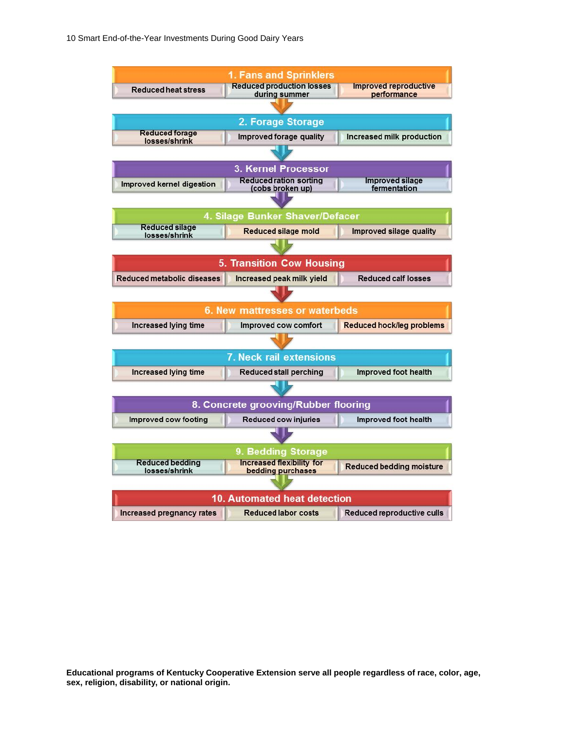**1. Fans and Sprinklers**

- Reduced heat stress
- Reduced production losses during summer
- Improved reproductive performance

**2. Forage Storage**

- Reduced forage losses/shrink
- Improved forage quality
- Increased milk production

**3. Kernel Processor**

- Improved kernel digestion
- Reduced ration sorting (cobs broken up)
- Improved silage fermentation

**4. Silage Bunker Shaver/Defacer**

- Reduced silage losses/shrink
- Reduced silage mold
- Improved silage quality

**5. Transition Cow Housing**

- Reduced metabolic diseases
- Increased peak milk yield
- Reduced calf losses

**6. New mattresses or waterbeds**

- Increased lying time
- Improved cow comfort
- Reduced hock/leg problems

**7. Neck rail extensions**

- Increased lying time
- Reduced stall perching
- Improved foot health

**8. Concrete grooving/Rubber flooring**

- Improved cow footing
- Reduced cow injuries
- Improved foot health

**9. Bedding Storage**

- Reduced bedding losses/shrink
- Increased flexibility for bedding purchases
- Reduced bedding moisture

**10. Automated heat detection**

- Increased pregnancy rates
- Reduced labor costs
- Reduced reproductive culls

**Educational programs of Kentucky Cooperative Extension serve all people regardless of race, color, age, sex, religion, disability, or national origin.**